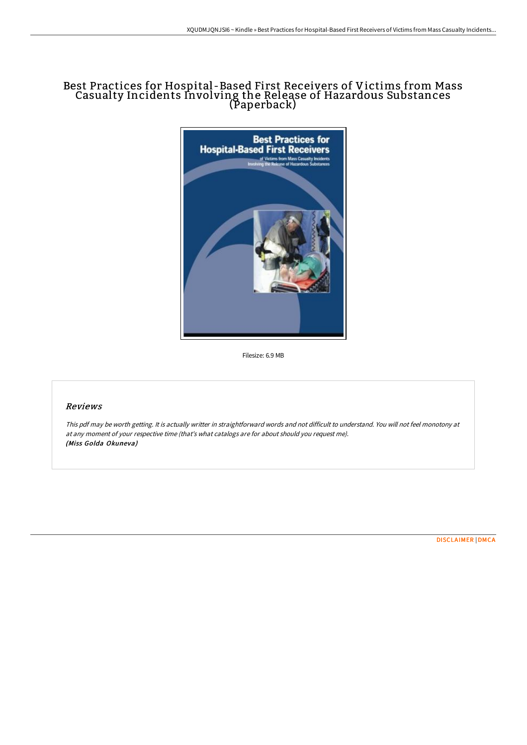# Best Practices for Hospital-Based First Receivers of Victims from Mass Casualty Incidents Involving the Release of Hazardous Substances (Paperback)

Filesize: 6.9 MB

## Reviews

*This pdf may be worth getting. It is actually writter in straightforward words and not difficult to understand. You will not feel monotony at at any moment of your respective time (that's what catalogs are for about should you request me).*
***(Miss Golda Okuneva)***

DISCLAIMER | DMCA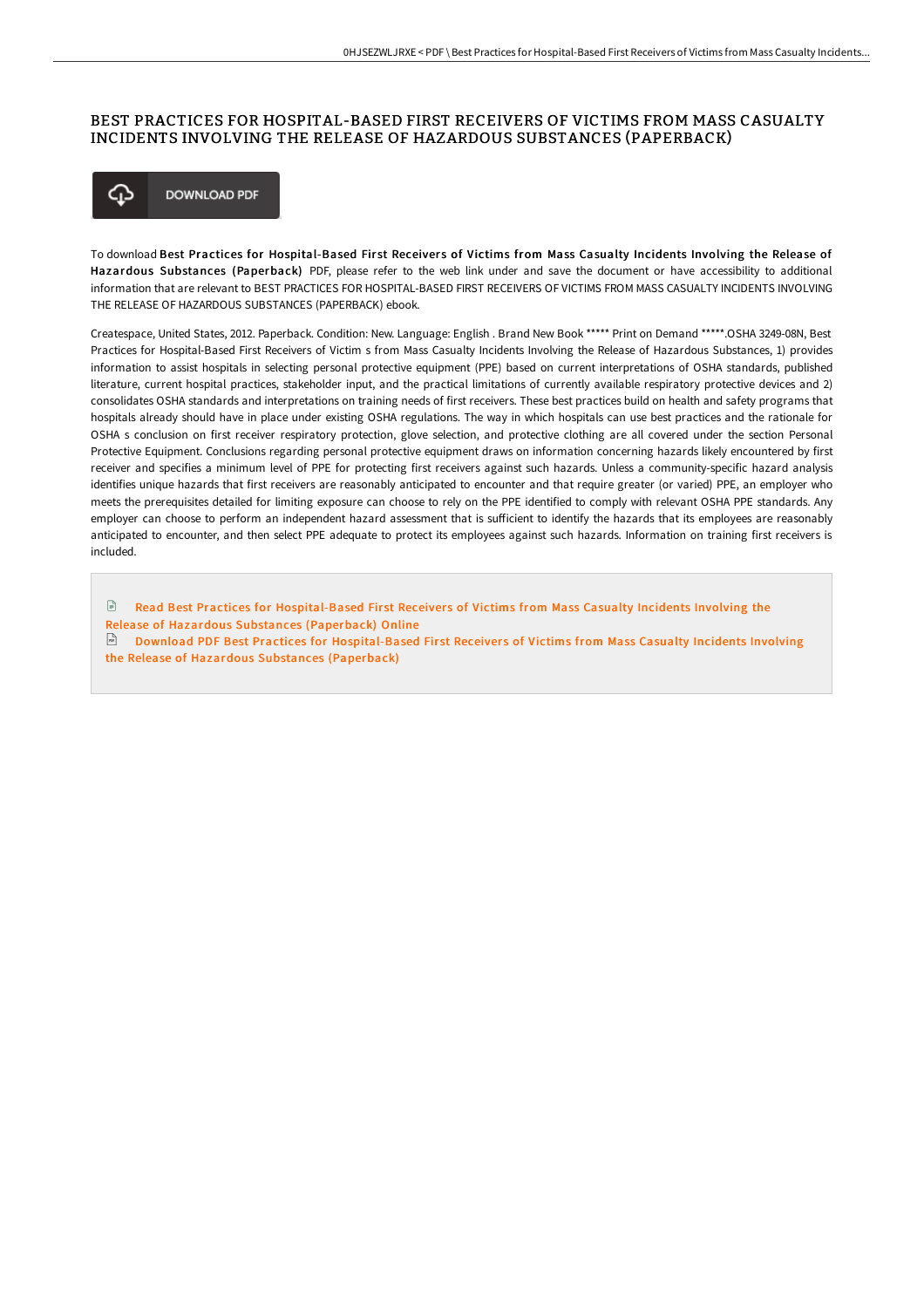# BEST PRACTICES FOR HOSPITAL-BASED FIRST RECEIVERS OF VICTIMS FROM MASS CASUALTY INCIDENTS INVOLVING THE RELEASE OF HAZARDOUS SUBSTANCES (PAPERBACK)

DOWNLOAD PDF

To download **Best Practices for Hospital-Based First Receivers of Victims from Mass Casualty Incidents Involving the Release of Hazardous Substances (Paperback)** PDF, please refer to the web link under and save the document or have accessibility to additional information that are relevant to BEST PRACTICES FOR HOSPITAL-BASED FIRST RECEIVERS OF VICTIMS FROM MASS CASUALTY INCIDENTS INVOLVING THE RELEASE OF HAZARDOUS SUBSTANCES (PAPERBACK) ebook.

Createspace, United States, 2012. Paperback. Condition: New. Language: English . Brand New Book ***** Print on Demand *****.OSHA 3249-08N, Best Practices for Hospital-Based First Receivers of Victim s from Mass Casualty Incidents Involving the Release of Hazardous Substances, 1) provides information to assist hospitals in selecting personal protective equipment (PPE) based on current interpretations of OSHA standards, published literature, current hospital practices, stakeholder input, and the practical limitations of currently available respiratory protective devices and 2) consolidates OSHA standards and interpretations on training needs of first receivers. These best practices build on health and safety programs that hospitals already should have in place under existing OSHA regulations. The way in which hospitals can use best practices and the rationale for OSHA s conclusion on first receiver respiratory protection, glove selection, and protective clothing are all covered under the section Personal Protective Equipment. Conclusions regarding personal protective equipment draws on information concerning hazards likely encountered by first receiver and specifies a minimum level of PPE for protecting first receivers against such hazards. Unless a community-specific hazard analysis identifies unique hazards that first receivers are reasonably anticipated to encounter and that require greater (or varied) PPE, an employer who meets the prerequisites detailed for limiting exposure can choose to rely on the PPE identified to comply with relevant OSHA PPE standards. Any employer can choose to perform an independent hazard assessment that is sufficient to identify the hazards that its employees are reasonably anticipated to encounter, and then select PPE adequate to protect its employees against such hazards. Information on training first receivers is included.

Read Best Practices for Hospital-Based First Receivers of Victims from Mass Casualty Incidents Involving the Release of Hazardous Substances (Paperback) Online

Download PDF Best Practices for Hospital-Based First Receivers of Victims from Mass Casualty Incidents Involving the Release of Hazardous Substances (Paperback)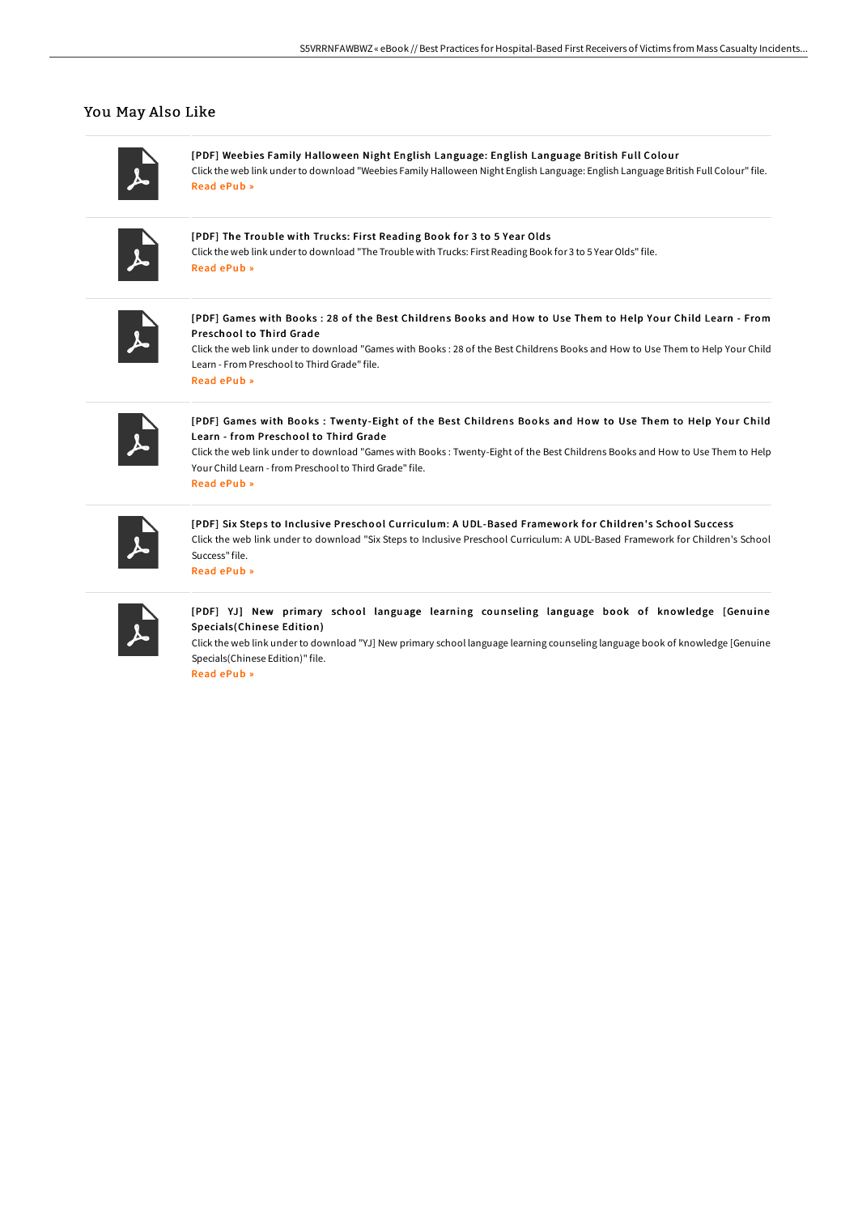## You May Also Like

**[PDF] Weebies Family Halloween Night English Language: English Language British Full Colour**

Click the web link under to download "Weebies Family Halloween Night English Language: English Language British Full Colour" file.

Read ePub »

**[PDF] The Trouble with Trucks: First Reading Book for 3 to 5 Year Olds**

Click the web link under to download "The Trouble with Trucks: First Reading Book for 3 to 5 Year Olds" file.

Read ePub »

**[PDF] Games with Books : 28 of the Best Childrens Books and How to Use Them to Help Your Child Learn - From Preschool to Third Grade**

Click the web link under to download "Games with Books : 28 of the Best Childrens Books and How to Use Them to Help Your Child Learn - From Preschool to Third Grade" file.

Read ePub »

**[PDF] Games with Books : Twenty-Eight of the Best Childrens Books and How to Use Them to Help Your Child Learn - from Preschool to Third Grade**

Click the web link under to download "Games with Books : Twenty-Eight of the Best Childrens Books and How to Use Them to Help Your Child Learn - from Preschool to Third Grade" file.

Read ePub »

**[PDF] Six Steps to Inclusive Preschool Curriculum: A UDL-Based Framework for Children's School Success**

Click the web link under to download "Six Steps to Inclusive Preschool Curriculum: A UDL-Based Framework for Children's School Success" file.

Read ePub »

**[PDF] YJ] New primary school language learning counseling language book of knowledge [Genuine Specials(Chinese Edition)**

Click the web link under to download "YJ] New primary school language learning counseling language book of knowledge [Genuine Specials(Chinese Edition)" file.

Read ePub »